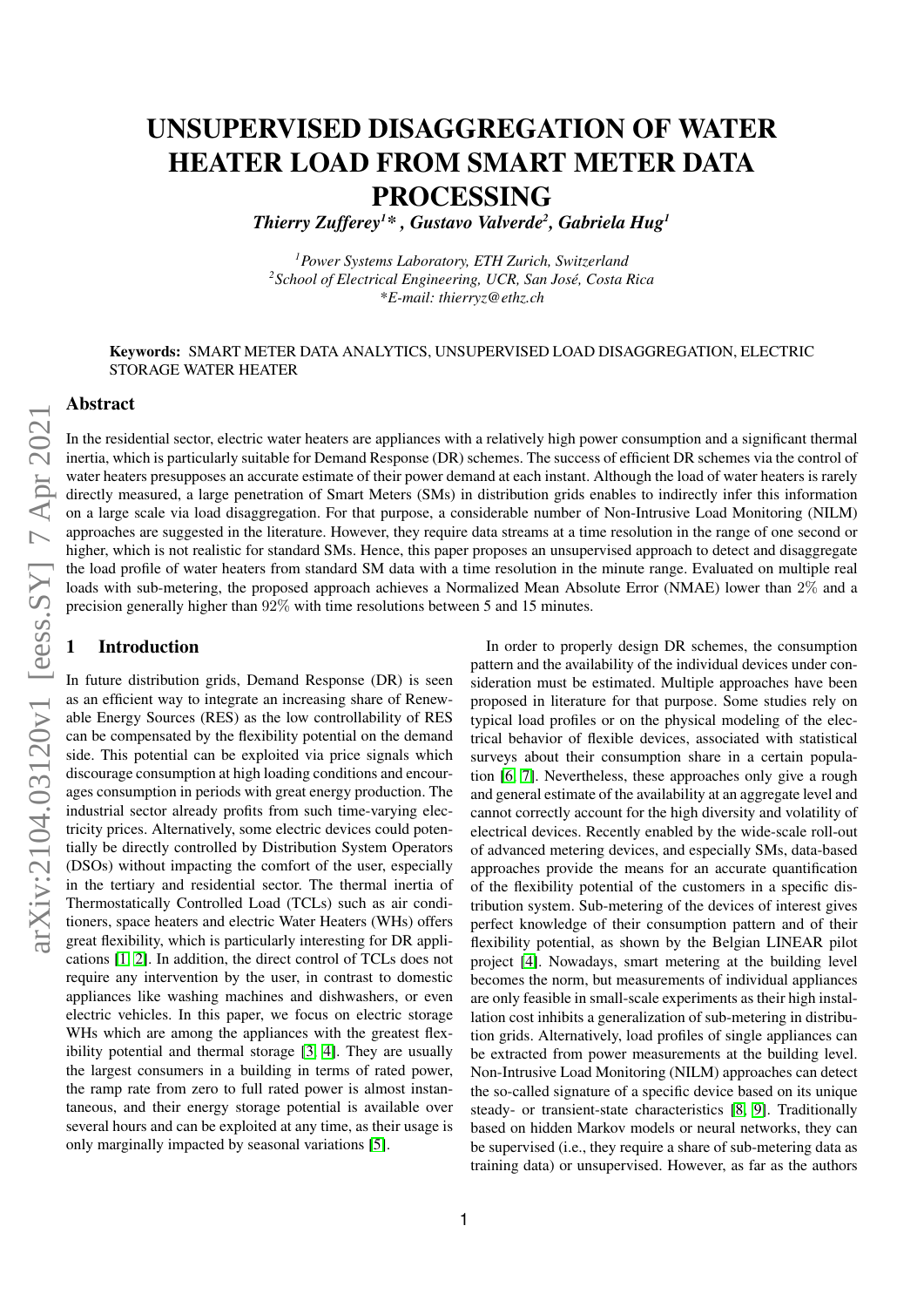# UNSUPERVISED DISAGGREGATION OF WATER HEATER LOAD FROM SMART METER DATA PROCESSING

***Thierry Zufferey[1]\*, Gustavo Valverde[2], Gabriela Hug[1]***

*[1]Power Systems Laboratory, ETH Zurich, Switzerland*
*[2]School of Electrical Engineering, UCR, San José, Costa Rica*
*\*E-mail: thierryz@ethz.ch*

**Keywords:** SMART METER DATA ANALYTICS, UNSUPERVISED LOAD DISAGGREGATION, ELECTRIC STORAGE WATER HEATER

## Abstract

In the residential sector, electric water heaters are appliances with a relatively high power consumption and a significant thermal inertia, which is particularly suitable for Demand Response (DR) schemes. The success of efficient DR schemes via the control of water heaters presupposes an accurate estimate of their power demand at each instant. Although the load of water heaters is rarely directly measured, a large penetration of Smart Meters (SMs) in distribution grids enables to indirectly infer this information on a large scale via load disaggregation. For that purpose, a considerable number of Non-Intrusive Load Monitoring (NILM) approaches are suggested in the literature. However, they require data streams at a time resolution in the range of one second or higher, which is not realistic for standard SMs. Hence, this paper proposes an unsupervised approach to detect and disaggregate the load profile of water heaters from standard SM data with a time resolution in the minute range. Evaluated on multiple real loads with sub-metering, the proposed approach achieves a Normalized Mean Absolute Error (NMAE) lower than $2\%$ and a precision generally higher than $92\%$ with time resolutions between 5 and 15 minutes.

## 1 Introduction

In future distribution grids, Demand Response (DR) is seen as an efficient way to integrate an increasing share of Renewable Energy Sources (RES) as the low controllability of RES can be compensated by the flexibility potential on the demand side. This potential can be exploited via price signals which discourage consumption at high loading conditions and encourages consumption in periods with great energy production. The industrial sector already profits from such time-varying electricity prices. Alternatively, some electric devices could potentially be directly controlled by Distribution System Operators (DSOs) without impacting the comfort of the user, especially in the tertiary and residential sector. The thermal inertia of Thermostatically Controlled Load (TCLs) such as air conditioners, space heaters and electric Water Heaters (WHs) offers great flexibility, which is particularly interesting for DR applications [1, 2]. In addition, the direct control of TCLs does not require any intervention by the user, in contrast to domestic appliances like washing machines and dishwashers, or even electric vehicles. In this paper, we focus on electric storage WHs which are among the appliances with the greatest flexibility potential and thermal storage [3, 4]. They are usually the largest consumers in a building in terms of rated power, the ramp rate from zero to full rated power is almost instantaneous, and their energy storage potential is available over several hours and can be exploited at any time, as their usage is only marginally impacted by seasonal variations [5].

In order to properly design DR schemes, the consumption pattern and the availability of the individual devices under consideration must be estimated. Multiple approaches have been proposed in literature for that purpose. Some studies rely on typical load profiles or on the physical modeling of the electrical behavior of flexible devices, associated with statistical surveys about their consumption share in a certain population [6, 7]. Nevertheless, these approaches only give a rough and general estimate of the availability at an aggregate level and cannot correctly account for the high diversity and volatility of electrical devices. Recently enabled by the wide-scale roll-out of advanced metering devices, and especially SMs, data-based approaches provide the means for an accurate quantification of the flexibility potential of the customers in a specific distribution system. Sub-metering of the devices of interest gives perfect knowledge of their consumption pattern and of their flexibility potential, as shown by the Belgian LINEAR pilot project [4]. Nowadays, smart metering at the building level becomes the norm, but measurements of individual appliances are only feasible in small-scale experiments as their high installation cost inhibits a generalization of sub-metering in distribution grids. Alternatively, load profiles of single appliances can be extracted from power measurements at the building level. Non-Intrusive Load Monitoring (NILM) approaches can detect the so-called signature of a specific device based on its unique steady- or transient-state characteristics [8, 9]. Traditionally based on hidden Markov models or neural networks, they can be supervised (i.e., they require a share of sub-metering data as training data) or unsupervised. However, as far as the authors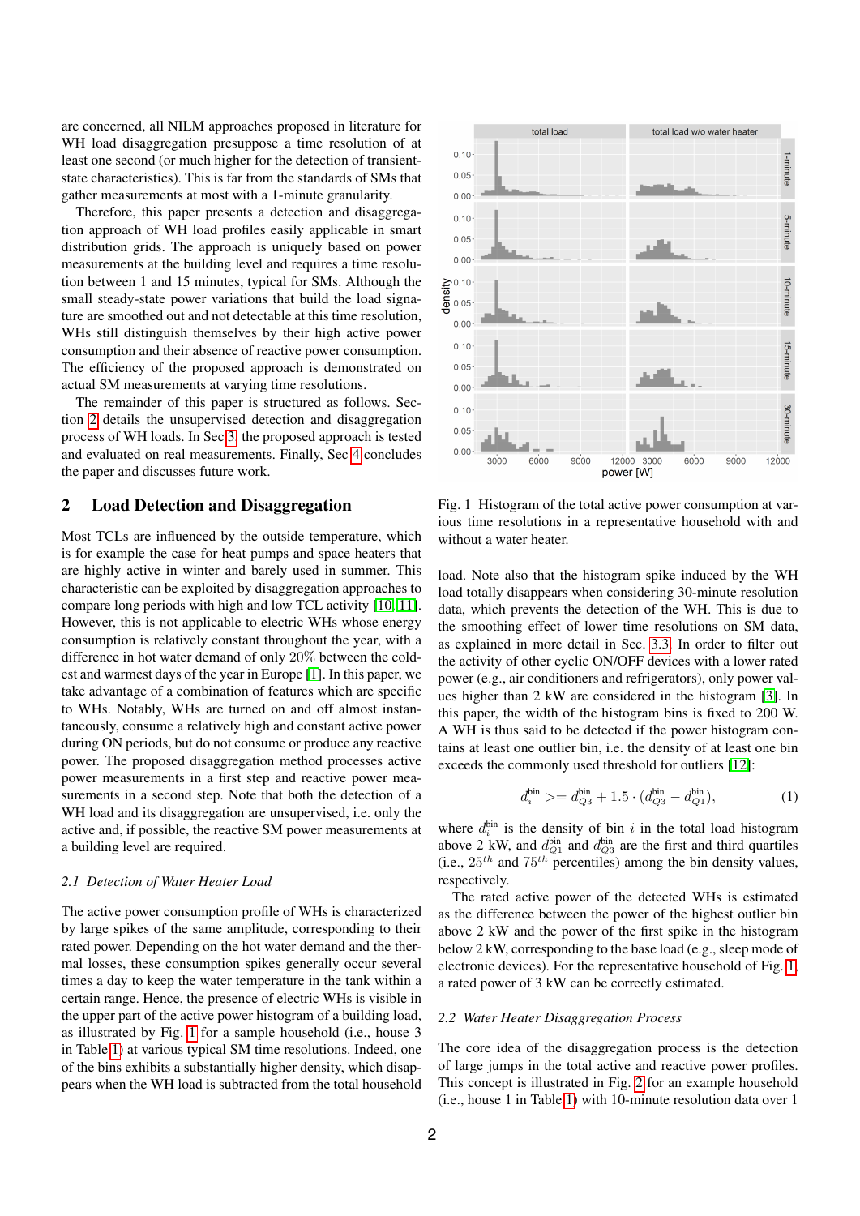are concerned, all NILM approaches proposed in literature for WH load disaggregation presuppose a time resolution of at least one second (or much higher for the detection of transient-state characteristics). This is far from the standards of SMs that gather measurements at most with a 1-minute granularity.

Therefore, this paper presents a detection and disaggregation approach of WH load profiles easily applicable in smart distribution grids. The approach is uniquely based on power measurements at the building level and requires a time resolution between 1 and 15 minutes, typical for SMs. Although the small steady-state power variations that build the load signature are smoothed out and not detectable at this time resolution, WHs still distinguish themselves by their high active power consumption and their absence of reactive power consumption. The efficiency of the proposed approach is demonstrated on actual SM measurements at varying time resolutions.

The remainder of this paper is structured as follows. Section 2 details the unsupervised detection and disaggregation process of WH loads. In Sec 3, the proposed approach is tested and evaluated on real measurements. Finally, Sec 4 concludes the paper and discusses future work.

## 2 Load Detection and Disaggregation

Most TCLs are influenced by the outside temperature, which is for example the case for heat pumps and space heaters that are highly active in winter and barely used in summer. This characteristic can be exploited by disaggregation approaches to compare long periods with high and low TCL activity [10, 11]. However, this is not applicable to electric WHs whose energy consumption is relatively constant throughout the year, with a difference in hot water demand of only 20% between the coldest and warmest days of the year in Europe [1]. In this paper, we take advantage of a combination of features which are specific to WHs. Notably, WHs are turned on and off almost instantaneously, consume a relatively high and constant active power during ON periods, but do not consume or produce any reactive power. The proposed disaggregation method processes active power measurements in a first step and reactive power measurements in a second step. Note that both the detection of a WH load and its disaggregation are unsupervised, i.e. only the active and, if possible, the reactive SM power measurements at a building level are required.

### 2.1 Detection of Water Heater Load

The active power consumption profile of WHs is characterized by large spikes of the same amplitude, corresponding to their rated power. Depending on the hot water demand and the thermal losses, these consumption spikes generally occur several times a day to keep the water temperature in the tank within a certain range. Hence, the presence of electric WHs is visible in the upper part of the active power histogram of a building load, as illustrated by Fig. 1 for a sample household (i.e., house 3 in Table 1) at various typical SM time resolutions. Indeed, one of the bins exhibits a substantially higher density, which disappears when the WH load is subtracted from the total household load. Note also that the histogram spike induced by the WH load totally disappears when considering 30-minute resolution data, which prevents the detection of the WH. This is due to the smoothing effect of lower time resolutions on SM data, as explained in more detail in Sec. 3.3. In order to filter out the activity of other cyclic ON/OFF devices with a lower rated power (e.g., air conditioners and refrigerators), only power values higher than 2 kW are considered in the histogram [3]. In this paper, the width of the histogram bins is fixed to 200 W. A WH is thus said to be detected if the power histogram contains at least one outlier bin, i.e. the density of at least one bin exceeds the commonly used threshold for outliers [12]:

Fig. 1 Histogram of the total active power consumption at various time resolutions in a representative household with and without a water heater.

$$d_i^{\text{bin}} >= d_{Q3}^{\text{bin}} + 1.5 \cdot (d_{Q3}^{\text{bin}} - d_{Q1}^{\text{bin}}), \tag{1}$$

where $d_i^{\text{bin}}$ is the density of bin $i$ in the total load histogram above 2 kW, and $d_{Q1}^{\text{bin}}$ and $d_{Q3}^{\text{bin}}$ are the first and third quartiles (i.e., $25^{th}$ and $75^{th}$ percentiles) among the bin density values, respectively.

The rated active power of the detected WHs is estimated as the difference between the power of the highest outlier bin above 2 kW and the power of the first spike in the histogram below 2 kW, corresponding to the base load (e.g., sleep mode of electronic devices). For the representative household of Fig. 1, a rated power of 3 kW can be correctly estimated.

### 2.2 Water Heater Disaggregation Process

The core idea of the disaggregation process is the detection of large jumps in the total active and reactive power profiles. This concept is illustrated in Fig. 2 for an example household (i.e., house 1 in Table 1) with 10-minute resolution data over 1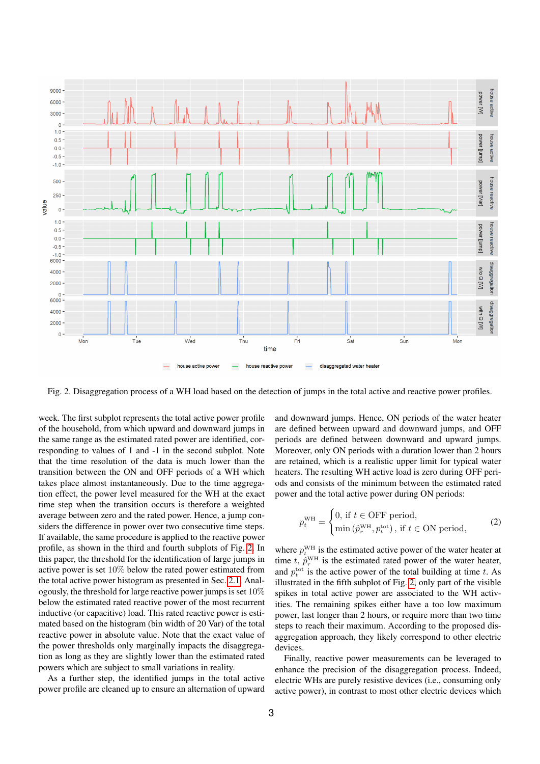Fig. 2. Disaggregation process of a WH load based on the detection of jumps in the total active and reactive power profiles.

week. The first subplot represents the total active power profile of the household, from which upward and downward jumps in the same range as the estimated rated power are identified, corresponding to values of 1 and -1 in the second subplot. Note that the time resolution of the data is much lower than the transition between the ON and OFF periods of a WH which takes place almost instantaneously. Due to the time aggregation effect, the power level measured for the WH at the exact time step when the transition occurs is therefore a weighted average between zero and the rated power. Hence, a jump considers the difference in power over two consecutive time steps. If available, the same procedure is applied to the reactive power profile, as shown in the third and fourth subplots of Fig. 2. In this paper, the threshold for the identification of large jumps in active power is set 10% below the rated power estimated from the total active power histogram as presented in Sec. 2.1. Analogously, the threshold for large reactive power jumps is set 10% below the estimated rated reactive power of the most recurrent inductive (or capacitive) load. This rated reactive power is estimated based on the histogram (bin width of 20 Var) of the total reactive power in absolute value. Note that the exact value of the power thresholds only marginally impacts the disaggregation as long as they are slightly lower than the estimated rated powers which are subject to small variations in reality.

As a further step, the identified jumps in the total active power profile are cleaned up to ensure an alternation of upward and downward jumps. Hence, ON periods of the water heater are defined between upward and downward jumps, and OFF periods are defined between downward and upward jumps. Moreover, only ON periods with a duration lower than 2 hours are retained, which is a realistic upper limit for typical water heaters. The resulting WH active load is zero during OFF periods and consists of the minimum between the estimated rated power and the total active power during ON periods:

$$p_t^{\mathrm{WH}} = \begin{cases} 0, \text{ if } t \in \text{OFF period}, \\ \min\left(\hat{p}_r^{\mathrm{WH}}, p_t^{\mathrm{tot}}\right), \text{ if } t \in \text{ON period}, \end{cases} \tag{2}$$

where $p_t^{\mathrm{WH}}$ is the estimated active power of the water heater at time $t$, $\hat{p}_r^{\mathrm{WH}}$ is the estimated rated power of the water heater, and $p_t^{\mathrm{tot}}$ is the active power of the total building at time $t$. As illustrated in the fifth subplot of Fig. 2, only part of the visible spikes in total active power are associated to the WH activities. The remaining spikes either have a too low maximum power, last longer than 2 hours, or require more than two time steps to reach their maximum. According to the proposed disaggregation approach, they likely correspond to other electric devices.

Finally, reactive power measurements can be leveraged to enhance the precision of the disaggregation process. Indeed, electric WHs are purely resistive devices (i.e., consuming only active power), in contrast to most other electric devices which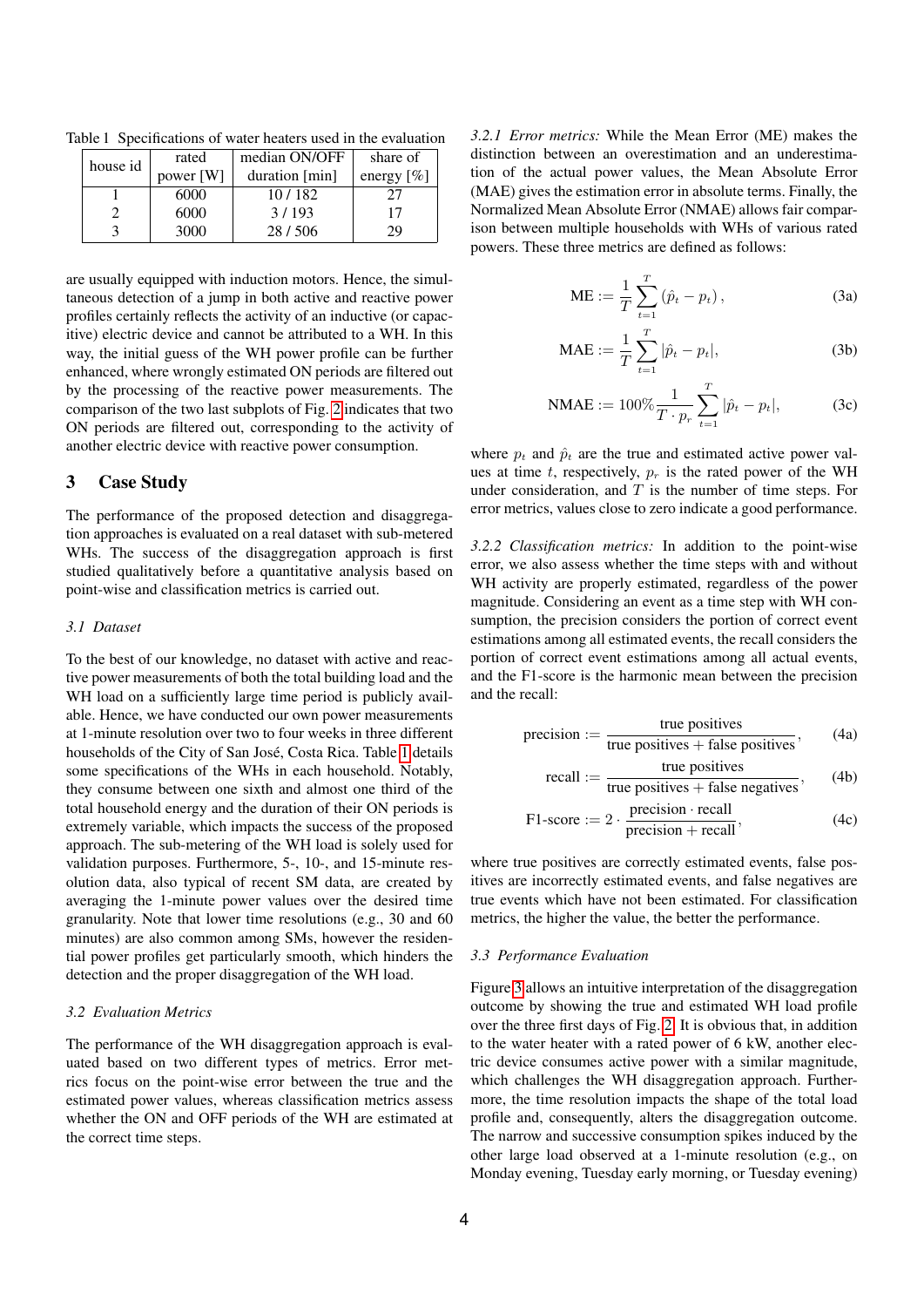Table 1 Specifications of water heaters used in the evaluation

| house id | rated power [W] | median ON/OFF duration [min] | share of energy [%] |
|---|---|---|---|
| 1 | 6000 | 10 / 182 | 27 |
| 2 | 6000 | 3 / 193 | 17 |
| 3 | 3000 | 28 / 506 | 29 |

are usually equipped with induction motors. Hence, the simultaneous detection of a jump in both active and reactive power profiles certainly reflects the activity of an inductive (or capacitive) electric device and cannot be attributed to a WH. In this way, the initial guess of the WH power profile can be further enhanced, where wrongly estimated ON periods are filtered out by the processing of the reactive power measurements. The comparison of the two last subplots of Fig. 2 indicates that two ON periods are filtered out, corresponding to the activity of another electric device with reactive power consumption.

## 3 Case Study

The performance of the proposed detection and disaggregation approaches is evaluated on a real dataset with sub-metered WHs. The success of the disaggregation approach is first studied qualitatively before a quantitative analysis based on point-wise and classification metrics is carried out.

### 3.1 Dataset

To the best of our knowledge, no dataset with active and reactive power measurements of both the total building load and the WH load on a sufficiently large time period is publicly available. Hence, we have conducted our own power measurements at 1-minute resolution over two to four weeks in three different households of the City of San José, Costa Rica. Table 1 details some specifications of the WHs in each household. Notably, they consume between one sixth and almost one third of the total household energy and the duration of their ON periods is extremely variable, which impacts the success of the proposed approach. The sub-metering of the WH load is solely used for validation purposes. Furthermore, 5-, 10-, and 15-minute resolution data, also typical of recent SM data, are created by averaging the 1-minute power values over the desired time granularity. Note that lower time resolutions (e.g., 30 and 60 minutes) are also common among SMs, however the residential power profiles get particularly smooth, which hinders the detection and the proper disaggregation of the WH load.

### 3.2 Evaluation Metrics

The performance of the WH disaggregation approach is evaluated based on two different types of metrics. Error metrics focus on the point-wise error between the true and the estimated power values, whereas classification metrics assess whether the ON and OFF periods of the WH are estimated at the correct time steps.

*3.2.1 Error metrics:* While the Mean Error (ME) makes the distinction between an overestimation and an underestimation of the actual power values, the Mean Absolute Error (MAE) gives the estimation error in absolute terms. Finally, the Normalized Mean Absolute Error (NMAE) allows fair comparison between multiple households with WHs of various rated powers. These three metrics are defined as follows:

$$\text{ME} := \frac{1}{T}\sum_{t=1}^{T}\left(\hat{p}_t - p_t\right), \tag{3a}$$

$$\text{MAE} := \frac{1}{T}\sum_{t=1}^{T}|\hat{p}_t - p_t|, \tag{3b}$$

$$\text{NMAE} := 100\%\frac{1}{T \cdot p_r}\sum_{t=1}^{T}|\hat{p}_t - p_t|, \tag{3c}$$

where $p_t$ and $\hat{p}_t$ are the true and estimated active power values at time $t$, respectively, $p_r$ is the rated power of the WH under consideration, and $T$ is the number of time steps. For error metrics, values close to zero indicate a good performance.

*3.2.2 Classification metrics:* In addition to the point-wise error, we also assess whether the time steps with and without WH activity are properly estimated, regardless of the power magnitude. Considering an event as a time step with WH consumption, the precision considers the portion of correct event estimations among all estimated events, the recall considers the portion of correct event estimations among all actual events, and the F1-score is the harmonic mean between the precision and the recall:

$$\text{precision} := \frac{\text{true positives}}{\text{true positives} + \text{false positives}}, \tag{4a}$$

$$\text{recall} := \frac{\text{true positives}}{\text{true positives} + \text{false negatives}}, \tag{4b}$$

$$\text{F1-score} := 2 \cdot \frac{\text{precision} \cdot \text{recall}}{\text{precision} + \text{recall}}, \tag{4c}$$

where true positives are correctly estimated events, false positives are incorrectly estimated events, and false negatives are true events which have not been estimated. For classification metrics, the higher the value, the better the performance.

### 3.3 Performance Evaluation

Figure 3 allows an intuitive interpretation of the disaggregation outcome by showing the true and estimated WH load profile over the three first days of Fig. 2. It is obvious that, in addition to the water heater with a rated power of 6 kW, another electric device consumes active power with a similar magnitude, which challenges the WH disaggregation approach. Furthermore, the time resolution impacts the shape of the total load profile and, consequently, alters the disaggregation outcome. The narrow and successive consumption spikes induced by the other large load observed at a 1-minute resolution (e.g., on Monday evening, Tuesday early morning, or Tuesday evening)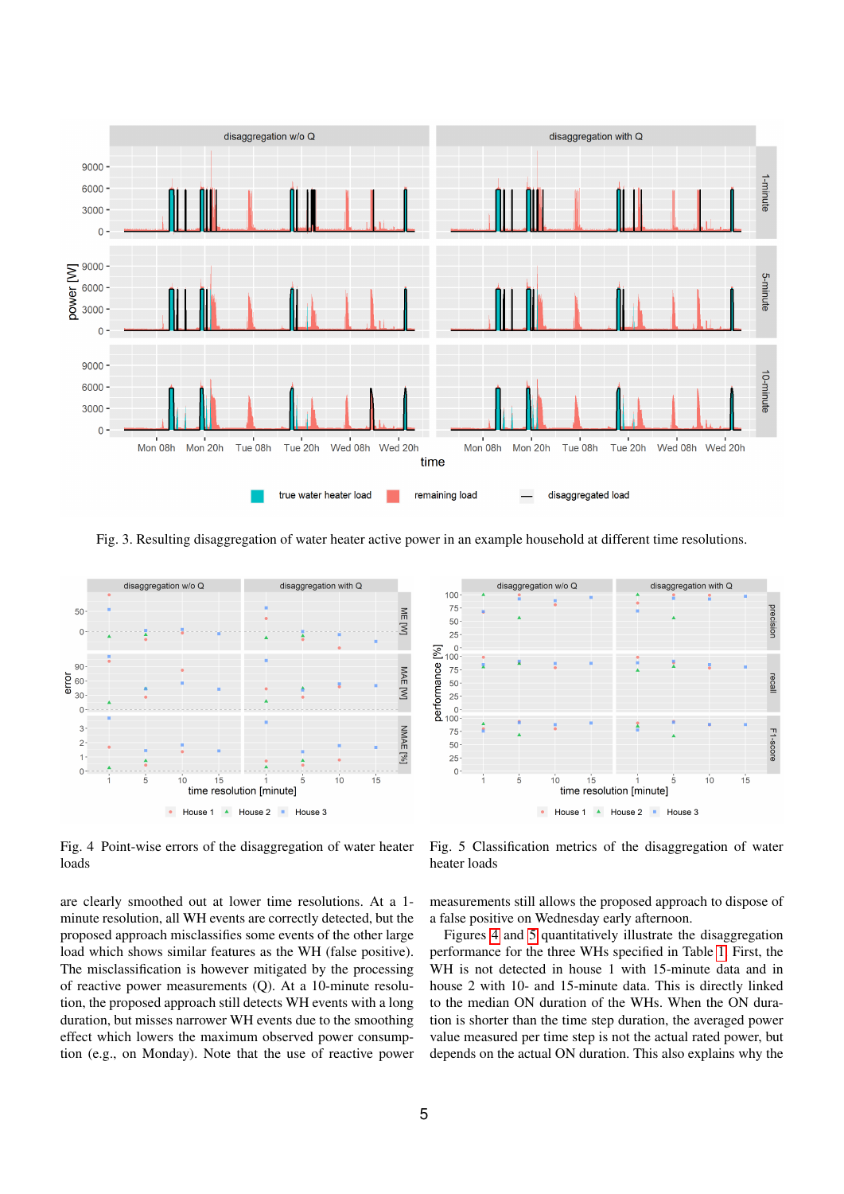Fig. 3. Resulting disaggregation of water heater active power in an example household at different time resolutions.

Fig. 4 Point-wise errors of the disaggregation of water heater loads

Fig. 5 Classification metrics of the disaggregation of water heater loads

are clearly smoothed out at lower time resolutions. At a 1-minute resolution, all WH events are correctly detected, but the proposed approach misclassifies some events of the other large load which shows similar features as the WH (false positive). The misclassification is however mitigated by the processing of reactive power measurements (Q). At a 10-minute resolution, the proposed approach still detects WH events with a long duration, but misses narrower WH events due to the smoothing effect which lowers the maximum observed power consumption (e.g., on Monday). Note that the use of reactive power measurements still allows the proposed approach to dispose of a false positive on Wednesday early afternoon.

Figures 4 and 5 quantitatively illustrate the disaggregation performance for the three WHs specified in Table I. First, the WH is not detected in house 1 with 15-minute data and in house 2 with 10- and 15-minute data. This is directly linked to the median ON duration of the WHs. When the ON duration is shorter than the time step duration, the averaged power value measured per time step is not the actual rated power, but depends on the actual ON duration. This also explains why the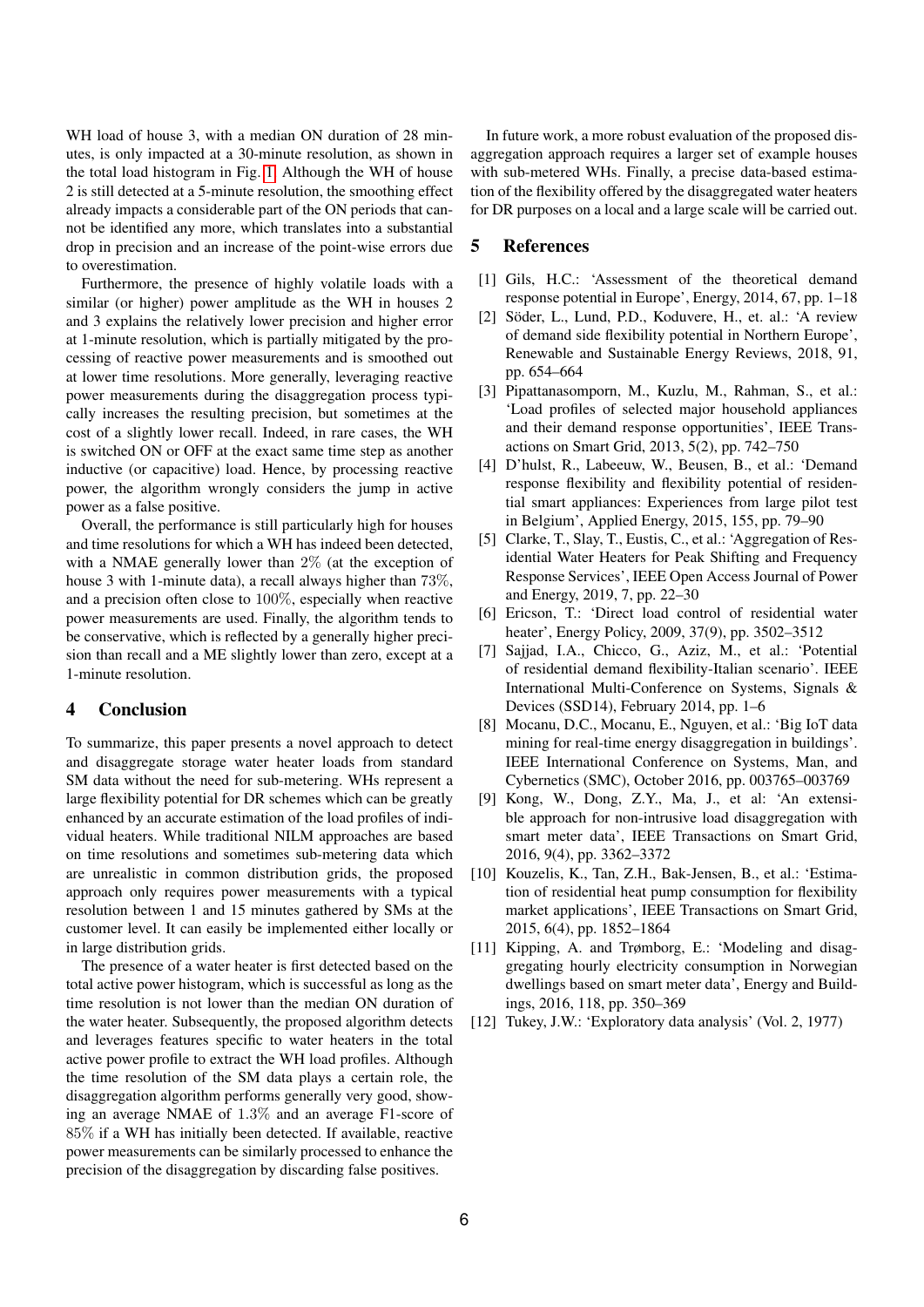WH load of house 3, with a median ON duration of 28 minutes, is only impacted at a 30-minute resolution, as shown in the total load histogram in Fig. 1. Although the WH of house 2 is still detected at a 5-minute resolution, the smoothing effect already impacts a considerable part of the ON periods that cannot be identified any more, which translates into a substantial drop in precision and an increase of the point-wise errors due to overestimation.

Furthermore, the presence of highly volatile loads with a similar (or higher) power amplitude as the WH in houses 2 and 3 explains the relatively lower precision and higher error at 1-minute resolution, which is partially mitigated by the processing of reactive power measurements and is smoothed out at lower time resolutions. More generally, leveraging reactive power measurements during the disaggregation process typically increases the resulting precision, but sometimes at the cost of a slightly lower recall. Indeed, in rare cases, the WH is switched ON or OFF at the exact same time step as another inductive (or capacitive) load. Hence, by processing reactive power, the algorithm wrongly considers the jump in active power as a false positive.

Overall, the performance is still particularly high for houses and time resolutions for which a WH has indeed been detected, with a NMAE generally lower than $2\%$ (at the exception of house 3 with 1-minute data), a recall always higher than $73\%$, and a precision often close to $100\%$, especially when reactive power measurements are used. Finally, the algorithm tends to be conservative, which is reflected by a generally higher precision than recall and a ME slightly lower than zero, except at a 1-minute resolution.

## 4 Conclusion

To summarize, this paper presents a novel approach to detect and disaggregate storage water heater loads from standard SM data without the need for sub-metering. WHs represent a large flexibility potential for DR schemes which can be greatly enhanced by an accurate estimation of the load profiles of individual heaters. While traditional NILM approaches are based on time resolutions and sometimes sub-metering data which are unrealistic in common distribution grids, the proposed approach only requires power measurements with a typical resolution between 1 and 15 minutes gathered by SMs at the customer level. It can easily be implemented either locally or in large distribution grids.

The presence of a water heater is first detected based on the total active power histogram, which is successful as long as the time resolution is not lower than the median ON duration of the water heater. Subsequently, the proposed algorithm detects and leverages features specific to water heaters in the total active power profile to extract the WH load profiles. Although the time resolution of the SM data plays a certain role, the disaggregation algorithm performs generally very good, showing an average NMAE of $1.3\%$ and an average F1-score of $85\%$ if a WH has initially been detected. If available, reactive power measurements can be similarly processed to enhance the precision of the disaggregation by discarding false positives.

In future work, a more robust evaluation of the proposed disaggregation approach requires a larger set of example houses with sub-metered WHs. Finally, a precise data-based estimation of the flexibility offered by the disaggregated water heaters for DR purposes on a local and a large scale will be carried out.

## 5 References

[1] Gils, H.C.: 'Assessment of the theoretical demand response potential in Europe', Energy, 2014, 67, pp. 1–18

[2] Söder, L., Lund, P.D., Koduvere, H., et. al.: 'A review of demand side flexibility potential in Northern Europe', Renewable and Sustainable Energy Reviews, 2018, 91, pp. 654–664

[3] Pipattanasomporn, M., Kuzlu, M., Rahman, S., et al.: 'Load profiles of selected major household appliances and their demand response opportunities', IEEE Transactions on Smart Grid, 2013, 5(2), pp. 742–750

[4] D'hulst, R., Labeeuw, W., Beusen, B., et al.: 'Demand response flexibility and flexibility potential of residential smart appliances: Experiences from large pilot test in Belgium', Applied Energy, 2015, 155, pp. 79–90

[5] Clarke, T., Slay, T., Eustis, C., et al.: 'Aggregation of Residential Water Heaters for Peak Shifting and Frequency Response Services', IEEE Open Access Journal of Power and Energy, 2019, 7, pp. 22–30

[6] Ericson, T.: 'Direct load control of residential water heater', Energy Policy, 2009, 37(9), pp. 3502–3512

[7] Sajjad, I.A., Chicco, G., Aziz, M., et al.: 'Potential of residential demand flexibility-Italian scenario'. IEEE International Multi-Conference on Systems, Signals & Devices (SSD14), February 2014, pp. 1–6

[8] Mocanu, D.C., Mocanu, E., Nguyen, et al.: 'Big IoT data mining for real-time energy disaggregation in buildings'. IEEE International Conference on Systems, Man, and Cybernetics (SMC), October 2016, pp. 003765–003769

[9] Kong, W., Dong, Z.Y., Ma, J., et al: 'An extensible approach for non-intrusive load disaggregation with smart meter data', IEEE Transactions on Smart Grid, 2016, 9(4), pp. 3362–3372

[10] Kouzelis, K., Tan, Z.H., Bak-Jensen, B., et al.: 'Estimation of residential heat pump consumption for flexibility market applications', IEEE Transactions on Smart Grid, 2015, 6(4), pp. 1852–1864

[11] Kipping, A. and Trømborg, E.: 'Modeling and disaggregating hourly electricity consumption in Norwegian dwellings based on smart meter data', Energy and Buildings, 2016, 118, pp. 350–369

[12] Tukey, J.W.: 'Exploratory data analysis' (Vol. 2, 1977)